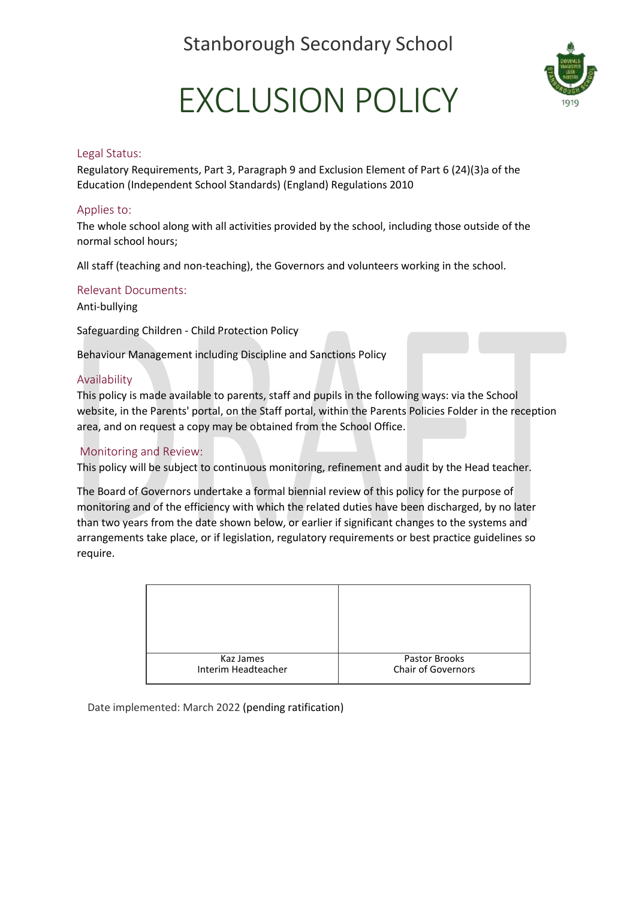Stanborough Secondary School

# EXCLUSION POLICY

## Legal Status:

Regulatory Requirements, Part 3, Paragraph 9 and Exclusion Element of Part 6 (24)(3)a of the Education (Independent School Standards) (England) Regulations 2010

## Applies to:

The whole school along with all activities provided by the school, including those outside of the normal school hours;

All staff (teaching and non-teaching), the Governors and volunteers working in the school.

## Relevant Documents:

Anti-bullying

Safeguarding Children - Child Protection Policy

Behaviour Management including Discipline and Sanctions Policy

## Availability

This policy is made available to parents, staff and pupils in the following ways: via the School website, in the Parents' portal, on the Staff portal, within the Parents Policies Folder in the reception area, and on request a copy may be obtained from the School Office.

## Monitoring and Review:

This policy will be subject to continuous monitoring, refinement and audit by the Head teacher.

The Board of Governors undertake a formal biennial review of this policy for the purpose of monitoring and of the efficiency with which the related duties have been discharged, by no later than two years from the date shown below, or earlier if significant changes to the systems and arrangements take place, or if legislation, regulatory requirements or best practice guidelines so require.

| | |
|---|---|
| Kaz James<br>Interim Headteacher | Pastor Brooks<br>Chair of Governors |

Date implemented: March 2022 (pending ratification)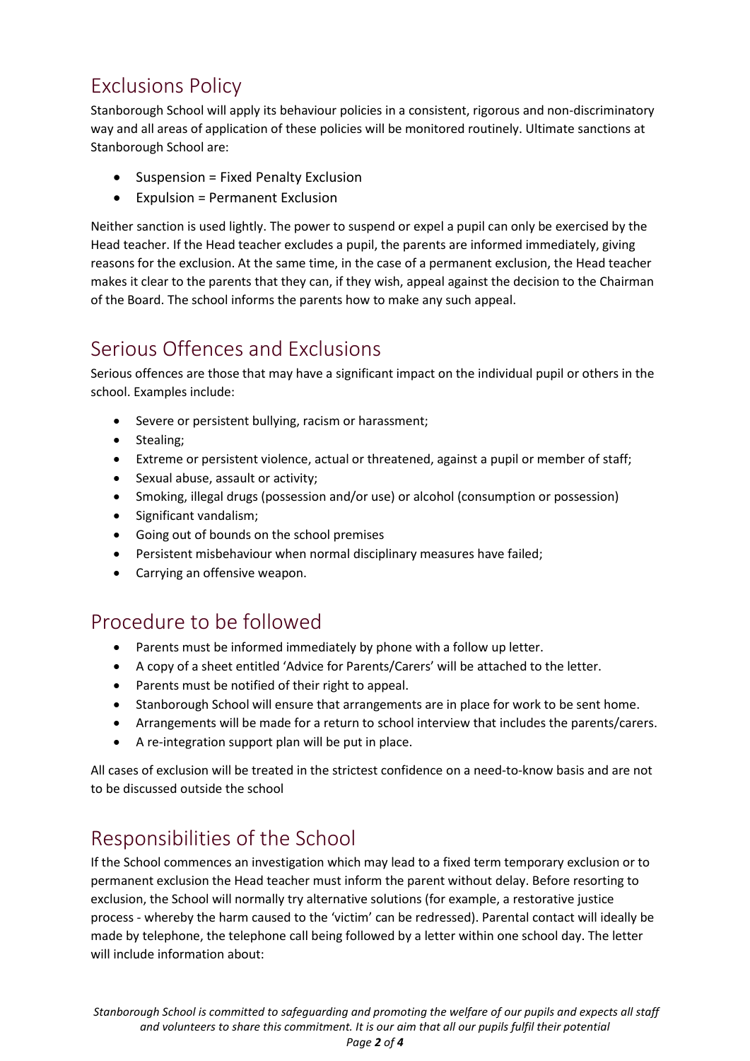## Exclusions Policy

Stanborough School will apply its behaviour policies in a consistent, rigorous and non-discriminatory way and all areas of application of these policies will be monitored routinely. Ultimate sanctions at Stanborough School are:

- Suspension = Fixed Penalty Exclusion
- Expulsion = Permanent Exclusion

Neither sanction is used lightly. The power to suspend or expel a pupil can only be exercised by the Head teacher. If the Head teacher excludes a pupil, the parents are informed immediately, giving reasons for the exclusion. At the same time, in the case of a permanent exclusion, the Head teacher makes it clear to the parents that they can, if they wish, appeal against the decision to the Chairman of the Board. The school informs the parents how to make any such appeal.

## Serious Offences and Exclusions

Serious offences are those that may have a significant impact on the individual pupil or others in the school. Examples include:

- Severe or persistent bullying, racism or harassment;
- Stealing;
- Extreme or persistent violence, actual or threatened, against a pupil or member of staff;
- Sexual abuse, assault or activity;
- Smoking, illegal drugs (possession and/or use) or alcohol (consumption or possession)
- Significant vandalism;
- Going out of bounds on the school premises
- Persistent misbehaviour when normal disciplinary measures have failed;
- Carrying an offensive weapon.

## Procedure to be followed

- Parents must be informed immediately by phone with a follow up letter.
- A copy of a sheet entitled 'Advice for Parents/Carers' will be attached to the letter.
- Parents must be notified of their right to appeal.
- Stanborough School will ensure that arrangements are in place for work to be sent home.
- Arrangements will be made for a return to school interview that includes the parents/carers.
- A re-integration support plan will be put in place.

All cases of exclusion will be treated in the strictest confidence on a need-to-know basis and are not to be discussed outside the school

## Responsibilities of the School

If the School commences an investigation which may lead to a fixed term temporary exclusion or to permanent exclusion the Head teacher must inform the parent without delay. Before resorting to exclusion, the School will normally try alternative solutions (for example, a restorative justice process - whereby the harm caused to the 'victim' can be redressed). Parental contact will ideally be made by telephone, the telephone call being followed by a letter within one school day. The letter will include information about: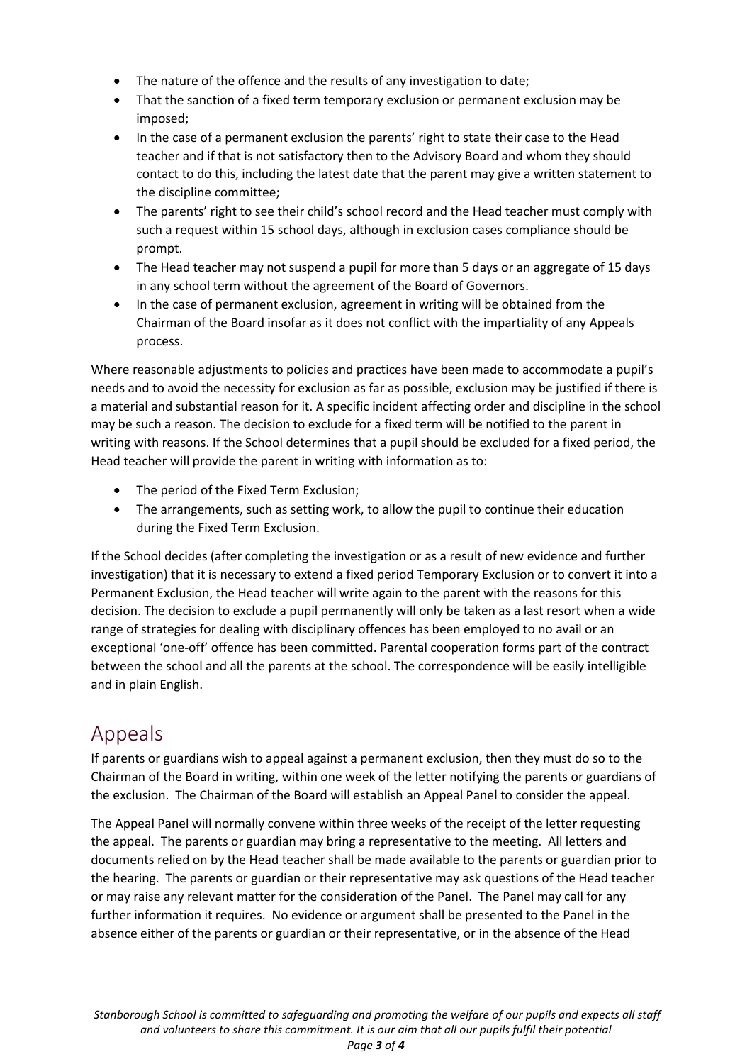- The nature of the offence and the results of any investigation to date;
- That the sanction of a fixed term temporary exclusion or permanent exclusion may be imposed;
- In the case of a permanent exclusion the parents' right to state their case to the Head teacher and if that is not satisfactory then to the Advisory Board and whom they should contact to do this, including the latest date that the parent may give a written statement to the discipline committee;
- The parents' right to see their child's school record and the Head teacher must comply with such a request within 15 school days, although in exclusion cases compliance should be prompt.
- The Head teacher may not suspend a pupil for more than 5 days or an aggregate of 15 days in any school term without the agreement of the Board of Governors.
- In the case of permanent exclusion, agreement in writing will be obtained from the Chairman of the Board insofar as it does not conflict with the impartiality of any Appeals process.

Where reasonable adjustments to policies and practices have been made to accommodate a pupil's needs and to avoid the necessity for exclusion as far as possible, exclusion may be justified if there is a material and substantial reason for it. A specific incident affecting order and discipline in the school may be such a reason. The decision to exclude for a fixed term will be notified to the parent in writing with reasons. If the School determines that a pupil should be excluded for a fixed period, the Head teacher will provide the parent in writing with information as to:

- The period of the Fixed Term Exclusion;
- The arrangements, such as setting work, to allow the pupil to continue their education during the Fixed Term Exclusion.

If the School decides (after completing the investigation or as a result of new evidence and further investigation) that it is necessary to extend a fixed period Temporary Exclusion or to convert it into a Permanent Exclusion, the Head teacher will write again to the parent with the reasons for this decision. The decision to exclude a pupil permanently will only be taken as a last resort when a wide range of strategies for dealing with disciplinary offences has been employed to no avail or an exceptional 'one-off' offence has been committed. Parental cooperation forms part of the contract between the school and all the parents at the school. The correspondence will be easily intelligible and in plain English.

## Appeals

If parents or guardians wish to appeal against a permanent exclusion, then they must do so to the Chairman of the Board in writing, within one week of the letter notifying the parents or guardians of the exclusion. The Chairman of the Board will establish an Appeal Panel to consider the appeal.

The Appeal Panel will normally convene within three weeks of the receipt of the letter requesting the appeal. The parents or guardian may bring a representative to the meeting. All letters and documents relied on by the Head teacher shall be made available to the parents or guardian prior to the hearing. The parents or guardian or their representative may ask questions of the Head teacher or may raise any relevant matter for the consideration of the Panel. The Panel may call for any further information it requires. No evidence or argument shall be presented to the Panel in the absence either of the parents or guardian or their representative, or in the absence of the Head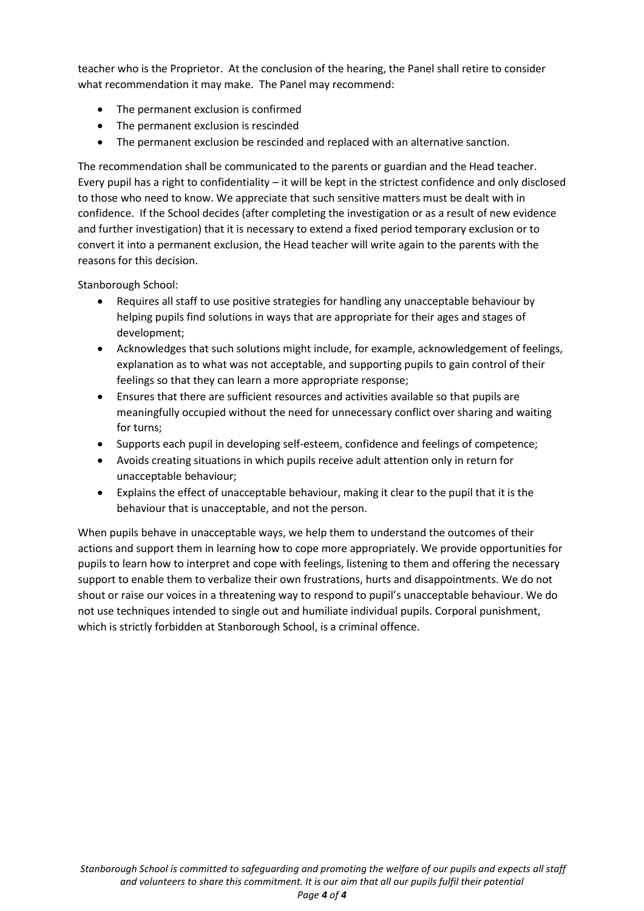teacher who is the Proprietor. At the conclusion of the hearing, the Panel shall retire to consider what recommendation it may make. The Panel may recommend:

- The permanent exclusion is confirmed
- The permanent exclusion is rescinded
- The permanent exclusion be rescinded and replaced with an alternative sanction.

The recommendation shall be communicated to the parents or guardian and the Head teacher. Every pupil has a right to confidentiality – it will be kept in the strictest confidence and only disclosed to those who need to know. We appreciate that such sensitive matters must be dealt with in confidence. If the School decides (after completing the investigation or as a result of new evidence and further investigation) that it is necessary to extend a fixed period temporary exclusion or to convert it into a permanent exclusion, the Head teacher will write again to the parents with the reasons for this decision.

Stanborough School:

- Requires all staff to use positive strategies for handling any unacceptable behaviour by helping pupils find solutions in ways that are appropriate for their ages and stages of development;
- Acknowledges that such solutions might include, for example, acknowledgement of feelings, explanation as to what was not acceptable, and supporting pupils to gain control of their feelings so that they can learn a more appropriate response;
- Ensures that there are sufficient resources and activities available so that pupils are meaningfully occupied without the need for unnecessary conflict over sharing and waiting for turns;
- Supports each pupil in developing self-esteem, confidence and feelings of competence;
- Avoids creating situations in which pupils receive adult attention only in return for unacceptable behaviour;
- Explains the effect of unacceptable behaviour, making it clear to the pupil that it is the behaviour that is unacceptable, and not the person.

When pupils behave in unacceptable ways, we help them to understand the outcomes of their actions and support them in learning how to cope more appropriately. We provide opportunities for pupils to learn how to interpret and cope with feelings, listening to them and offering the necessary support to enable them to verbalize their own frustrations, hurts and disappointments. We do not shout or raise our voices in a threatening way to respond to pupil's unacceptable behaviour. We do not use techniques intended to single out and humiliate individual pupils. Corporal punishment, which is strictly forbidden at Stanborough School, is a criminal offence.